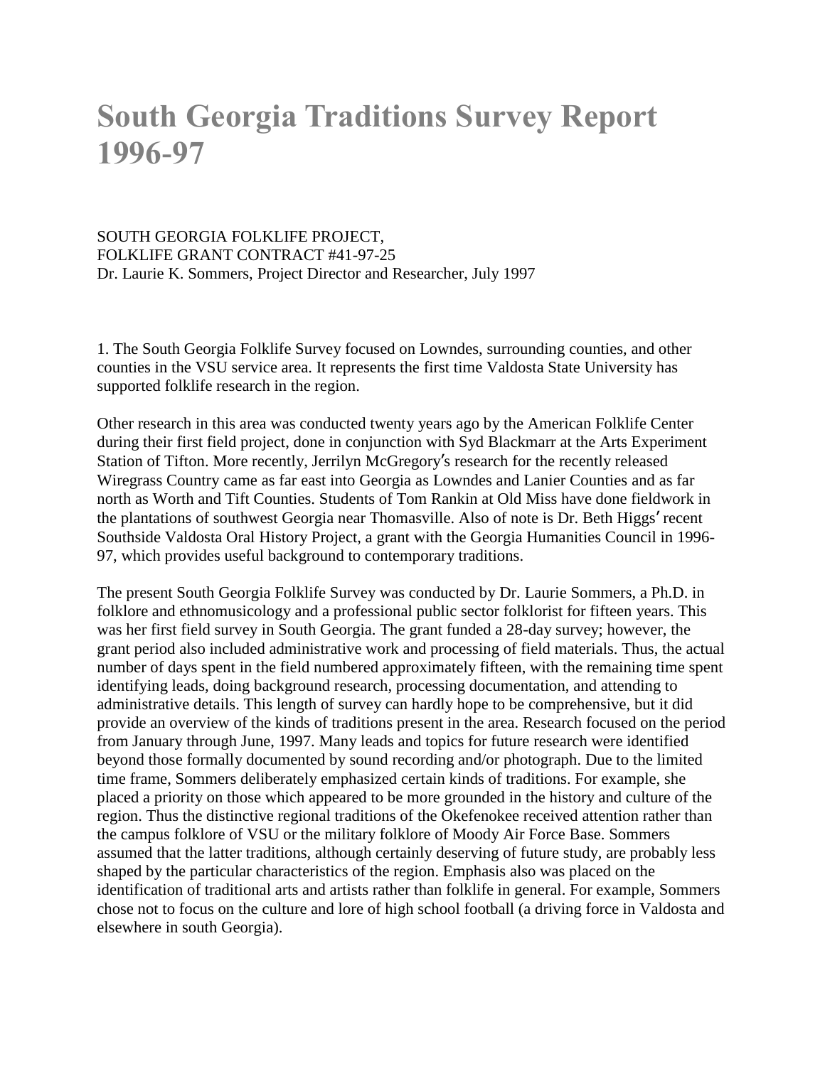# South Georgia Traditions Survey Report 1996-97

SOUTH GEORGIA FOLKLIFE PROJECT,
FOLKLIFE GRANT CONTRACT #41-97-25
Dr. Laurie K. Sommers, Project Director and Researcher, July 1997

1. The South Georgia Folklife Survey focused on Lowndes, surrounding counties, and other counties in the VSU service area. It represents the first time Valdosta State University has supported folklife research in the region.

Other research in this area was conducted twenty years ago by the American Folklife Center during their first field project, done in conjunction with Syd Blackmarr at the Arts Experiment Station of Tifton. More recently, Jerrilyn McGregory's research for the recently released Wiregrass Country came as far east into Georgia as Lowndes and Lanier Counties and as far north as Worth and Tift Counties. Students of Tom Rankin at Old Miss have done fieldwork in the plantations of southwest Georgia near Thomasville. Also of note is Dr. Beth Higgs' recent Southside Valdosta Oral History Project, a grant with the Georgia Humanities Council in 1996-97, which provides useful background to contemporary traditions.

The present South Georgia Folklife Survey was conducted by Dr. Laurie Sommers, a Ph.D. in folklore and ethnomusicology and a professional public sector folklorist for fifteen years. This was her first field survey in South Georgia. The grant funded a 28-day survey; however, the grant period also included administrative work and processing of field materials. Thus, the actual number of days spent in the field numbered approximately fifteen, with the remaining time spent identifying leads, doing background research, processing documentation, and attending to administrative details. This length of survey can hardly hope to be comprehensive, but it did provide an overview of the kinds of traditions present in the area. Research focused on the period from January through June, 1997. Many leads and topics for future research were identified beyond those formally documented by sound recording and/or photograph. Due to the limited time frame, Sommers deliberately emphasized certain kinds of traditions. For example, she placed a priority on those which appeared to be more grounded in the history and culture of the region. Thus the distinctive regional traditions of the Okefenokee received attention rather than the campus folklore of VSU or the military folklore of Moody Air Force Base. Sommers assumed that the latter traditions, although certainly deserving of future study, are probably less shaped by the particular characteristics of the region. Emphasis also was placed on the identification of traditional arts and artists rather than folklife in general. For example, Sommers chose not to focus on the culture and lore of high school football (a driving force in Valdosta and elsewhere in south Georgia).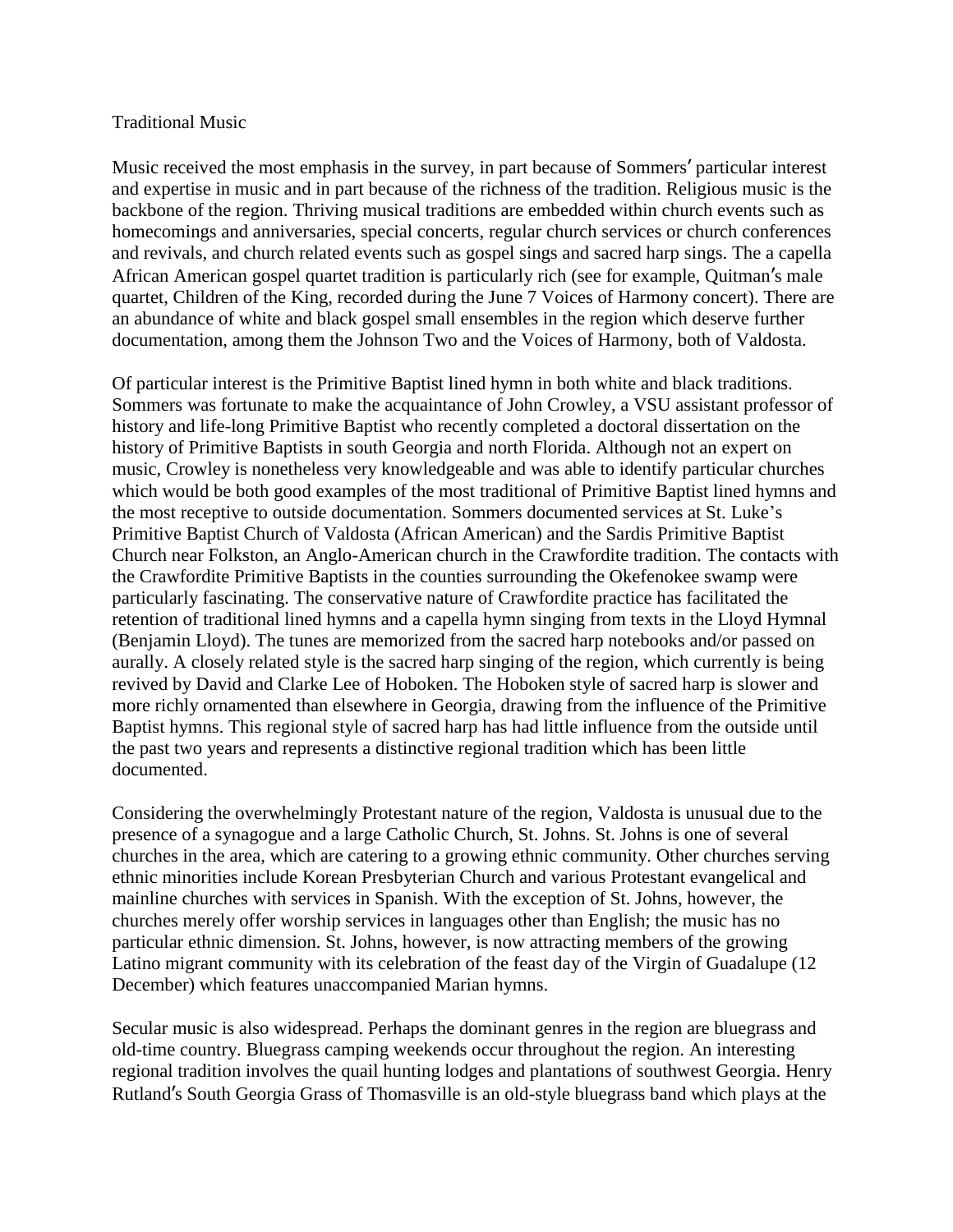## Traditional Music

Music received the most emphasis in the survey, in part because of Sommers' particular interest and expertise in music and in part because of the richness of the tradition. Religious music is the backbone of the region. Thriving musical traditions are embedded within church events such as homecomings and anniversaries, special concerts, regular church services or church conferences and revivals, and church related events such as gospel sings and sacred harp sings. The a capella African American gospel quartet tradition is particularly rich (see for example, Quitman's male quartet, Children of the King, recorded during the June 7 Voices of Harmony concert). There are an abundance of white and black gospel small ensembles in the region which deserve further documentation, among them the Johnson Two and the Voices of Harmony, both of Valdosta.

Of particular interest is the Primitive Baptist lined hymn in both white and black traditions. Sommers was fortunate to make the acquaintance of John Crowley, a VSU assistant professor of history and life-long Primitive Baptist who recently completed a doctoral dissertation on the history of Primitive Baptists in south Georgia and north Florida. Although not an expert on music, Crowley is nonetheless very knowledgeable and was able to identify particular churches which would be both good examples of the most traditional of Primitive Baptist lined hymns and the most receptive to outside documentation. Sommers documented services at St. Luke's Primitive Baptist Church of Valdosta (African American) and the Sardis Primitive Baptist Church near Folkston, an Anglo-American church in the Crawfordite tradition. The contacts with the Crawfordite Primitive Baptists in the counties surrounding the Okefenokee swamp were particularly fascinating. The conservative nature of Crawfordite practice has facilitated the retention of traditional lined hymns and a capella hymn singing from texts in the Lloyd Hymnal (Benjamin Lloyd). The tunes are memorized from the sacred harp notebooks and/or passed on aurally. A closely related style is the sacred harp singing of the region, which currently is being revived by David and Clarke Lee of Hoboken. The Hoboken style of sacred harp is slower and more richly ornamented than elsewhere in Georgia, drawing from the influence of the Primitive Baptist hymns. This regional style of sacred harp has had little influence from the outside until the past two years and represents a distinctive regional tradition which has been little documented.

Considering the overwhelmingly Protestant nature of the region, Valdosta is unusual due to the presence of a synagogue and a large Catholic Church, St. Johns. St. Johns is one of several churches in the area, which are catering to a growing ethnic community. Other churches serving ethnic minorities include Korean Presbyterian Church and various Protestant evangelical and mainline churches with services in Spanish. With the exception of St. Johns, however, the churches merely offer worship services in languages other than English; the music has no particular ethnic dimension. St. Johns, however, is now attracting members of the growing Latino migrant community with its celebration of the feast day of the Virgin of Guadalupe (12 December) which features unaccompanied Marian hymns.

Secular music is also widespread. Perhaps the dominant genres in the region are bluegrass and old-time country. Bluegrass camping weekends occur throughout the region. An interesting regional tradition involves the quail hunting lodges and plantations of southwest Georgia. Henry Rutland's South Georgia Grass of Thomasville is an old-style bluegrass band which plays at the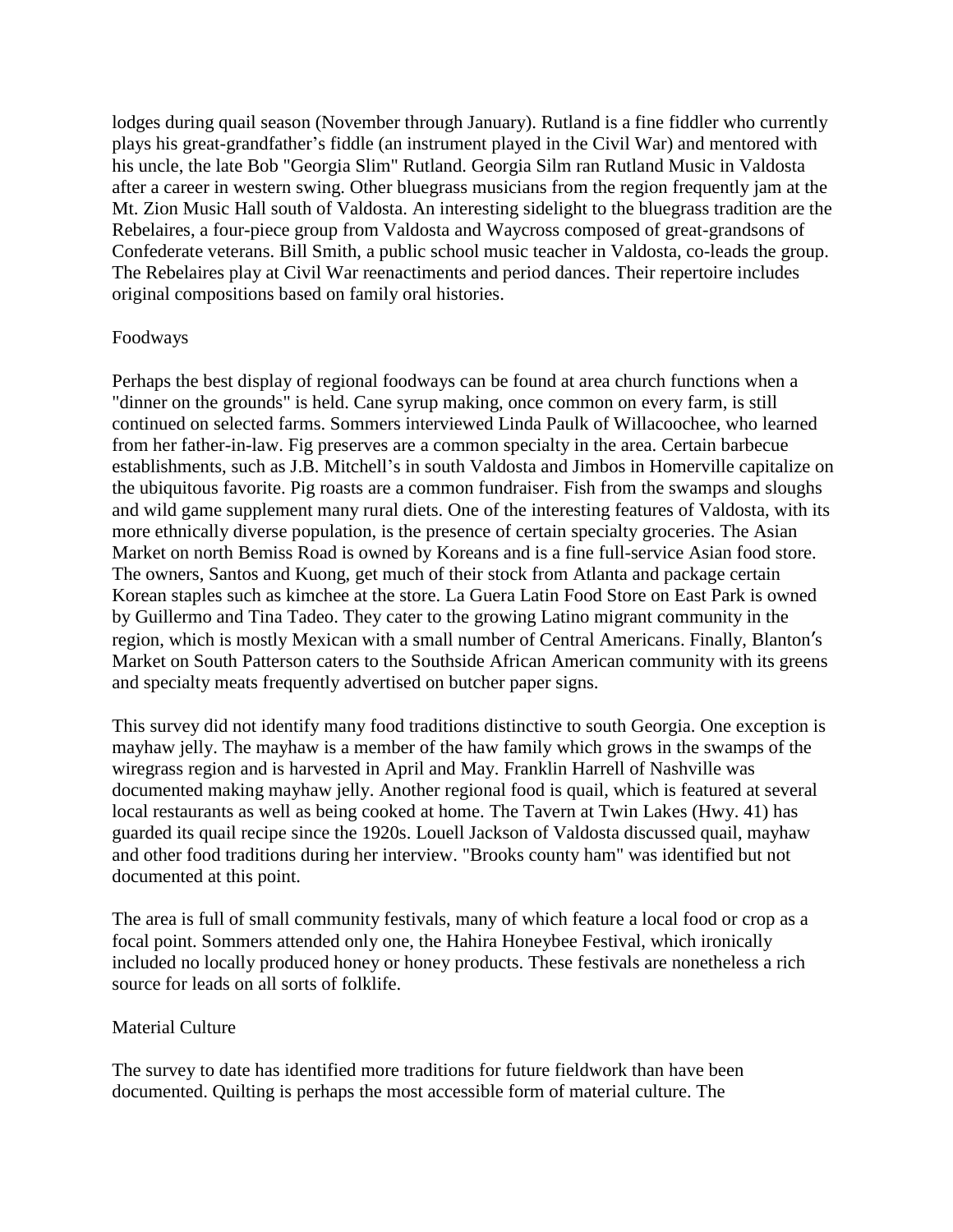lodges during quail season (November through January). Rutland is a fine fiddler who currently plays his great-grandfather's fiddle (an instrument played in the Civil War) and mentored with his uncle, the late Bob "Georgia Slim" Rutland. Georgia Silm ran Rutland Music in Valdosta after a career in western swing. Other bluegrass musicians from the region frequently jam at the Mt. Zion Music Hall south of Valdosta. An interesting sidelight to the bluegrass tradition are the Rebelaires, a four-piece group from Valdosta and Waycross composed of great-grandsons of Confederate veterans. Bill Smith, a public school music teacher in Valdosta, co-leads the group. The Rebelaires play at Civil War reenactiments and period dances. Their repertoire includes original compositions based on family oral histories.

## Foodways

Perhaps the best display of regional foodways can be found at area church functions when a "dinner on the grounds" is held. Cane syrup making, once common on every farm, is still continued on selected farms. Sommers interviewed Linda Paulk of Willacoochee, who learned from her father-in-law. Fig preserves are a common specialty in the area. Certain barbecue establishments, such as J.B. Mitchell's in south Valdosta and Jimbos in Homerville capitalize on the ubiquitous favorite. Pig roasts are a common fundraiser. Fish from the swamps and sloughs and wild game supplement many rural diets. One of the interesting features of Valdosta, with its more ethnically diverse population, is the presence of certain specialty groceries. The Asian Market on north Bemiss Road is owned by Koreans and is a fine full-service Asian food store. The owners, Santos and Kuong, get much of their stock from Atlanta and package certain Korean staples such as kimchee at the store. La Guera Latin Food Store on East Park is owned by Guillermo and Tina Tadeo. They cater to the growing Latino migrant community in the region, which is mostly Mexican with a small number of Central Americans. Finally, Blanton's Market on South Patterson caters to the Southside African American community with its greens and specialty meats frequently advertised on butcher paper signs.

This survey did not identify many food traditions distinctive to south Georgia. One exception is mayhaw jelly. The mayhaw is a member of the haw family which grows in the swamps of the wiregrass region and is harvested in April and May. Franklin Harrell of Nashville was documented making mayhaw jelly. Another regional food is quail, which is featured at several local restaurants as well as being cooked at home. The Tavern at Twin Lakes (Hwy. 41) has guarded its quail recipe since the 1920s. Louell Jackson of Valdosta discussed quail, mayhaw and other food traditions during her interview. "Brooks county ham" was identified but not documented at this point.

The area is full of small community festivals, many of which feature a local food or crop as a focal point. Sommers attended only one, the Hahira Honeybee Festival, which ironically included no locally produced honey or honey products. These festivals are nonetheless a rich source for leads on all sorts of folklife.

## Material Culture

The survey to date has identified more traditions for future fieldwork than have been documented. Quilting is perhaps the most accessible form of material culture. The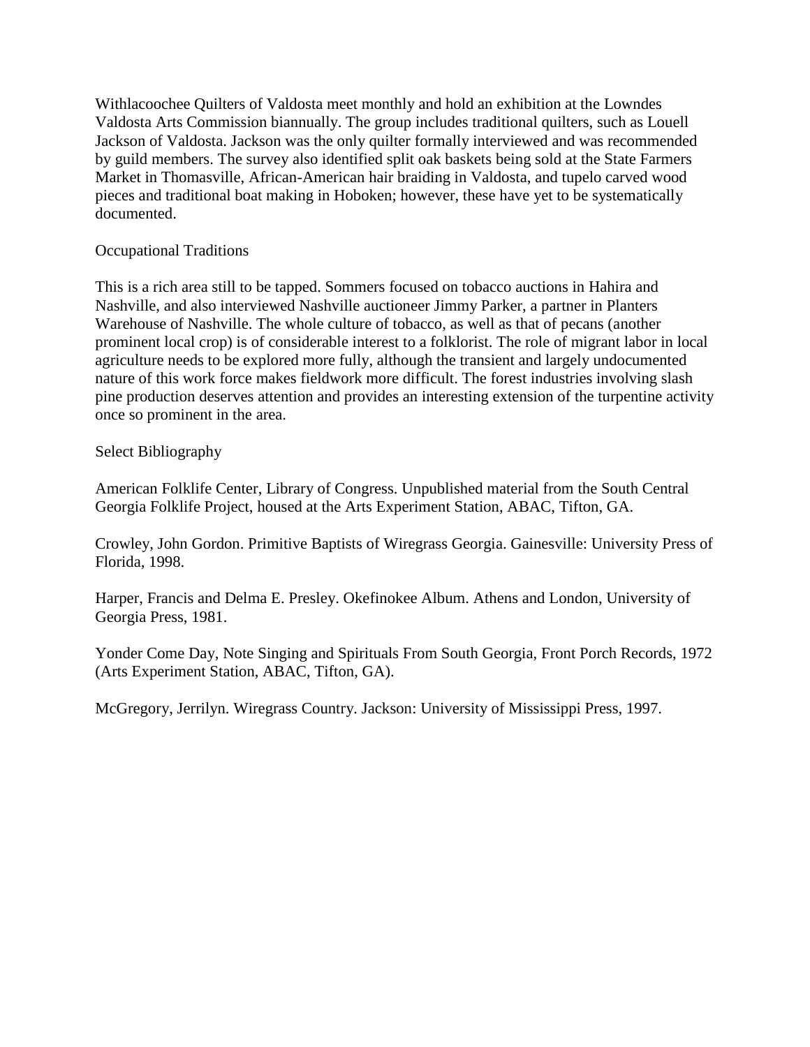Withlacoochee Quilters of Valdosta meet monthly and hold an exhibition at the Lowndes Valdosta Arts Commission biannually. The group includes traditional quilters, such as Louell Jackson of Valdosta. Jackson was the only quilter formally interviewed and was recommended by guild members. The survey also identified split oak baskets being sold at the State Farmers Market in Thomasville, African-American hair braiding in Valdosta, and tupelo carved wood pieces and traditional boat making in Hoboken; however, these have yet to be systematically documented.

## Occupational Traditions

This is a rich area still to be tapped. Sommers focused on tobacco auctions in Hahira and Nashville, and also interviewed Nashville auctioneer Jimmy Parker, a partner in Planters Warehouse of Nashville. The whole culture of tobacco, as well as that of pecans (another prominent local crop) is of considerable interest to a folklorist. The role of migrant labor in local agriculture needs to be explored more fully, although the transient and largely undocumented nature of this work force makes fieldwork more difficult. The forest industries involving slash pine production deserves attention and provides an interesting extension of the turpentine activity once so prominent in the area.

## Select Bibliography

American Folklife Center, Library of Congress. Unpublished material from the South Central Georgia Folklife Project, housed at the Arts Experiment Station, ABAC, Tifton, GA.

Crowley, John Gordon. Primitive Baptists of Wiregrass Georgia. Gainesville: University Press of Florida, 1998.

Harper, Francis and Delma E. Presley. Okefinokee Album. Athens and London, University of Georgia Press, 1981.

Yonder Come Day, Note Singing and Spirituals From South Georgia, Front Porch Records, 1972 (Arts Experiment Station, ABAC, Tifton, GA).

McGregory, Jerrilyn. Wiregrass Country. Jackson: University of Mississippi Press, 1997.